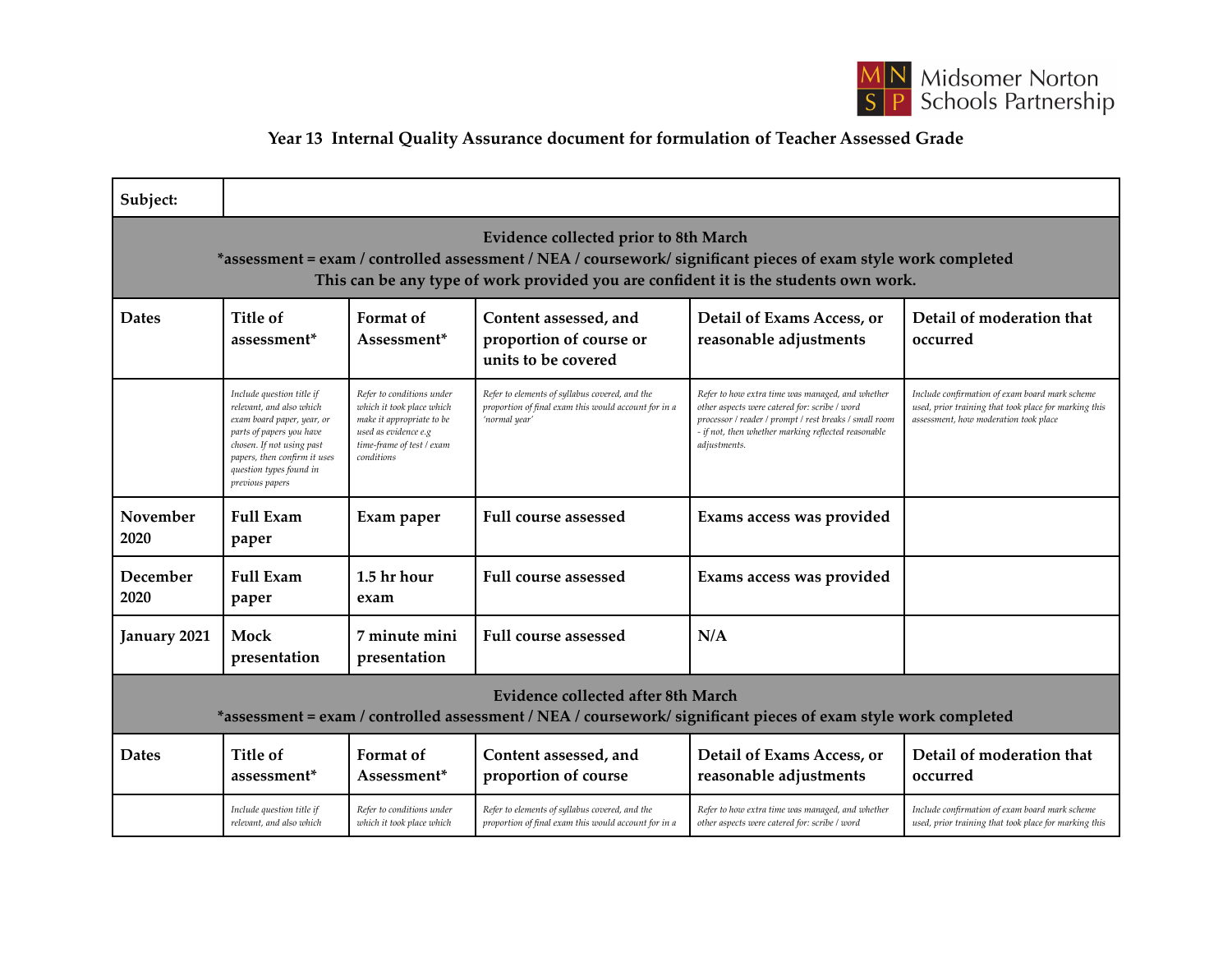### Year 13 Internal Quality Assurance document for formulation of Teacher Assessed Grade

| Subject: | | | | | |
|---|---|---|---|---|---|
| **Evidence collected prior to 8th March**<br>*assessment = exam / controlled assessment / NEA / coursework/ significant pieces of exam style work completed<br>This can be any type of work provided you are confident it is the students own work. | | | | | |
| **Dates** | **Title of assessment*** | **Format of Assessment*** | **Content assessed, and proportion of course or units to be covered** | **Detail of Exams Access, or reasonable adjustments** | **Detail of moderation that occurred** |
| | *Include question title if relevant, and also which exam board paper, year, or parts of papers you have chosen. If not using past papers, then confirm it uses question types found in previous papers* | *Refer to conditions under which it took place which make it appropriate to be used as evidence e.g time-frame of test / exam conditions* | *Refer to elements of syllabus covered, and the proportion of final exam this would account for in a 'normal year'* | *Refer to how extra time was managed, and whether other aspects were catered for: scribe / word processor / reader / prompt / rest breaks / small room - if not, then whether marking reflected reasonable adjustments.* | *Include confirmation of exam board mark scheme used, prior training that took place for marking this assessment, how moderation took place* |
| November 2020 | Full Exam paper | Exam paper | Full course assessed | Exams access was provided | |
| December 2020 | Full Exam paper | 1.5 hr hour exam | Full course assessed | Exams access was provided | |
| January 2021 | Mock presentation | 7 minute mini presentation | Full course assessed | N/A | |
| **Evidence collected after 8th March**<br>*assessment = exam / controlled assessment / NEA / coursework/ significant pieces of exam style work completed | | | | | |
| **Dates** | **Title of assessment*** | **Format of Assessment*** | **Content assessed, and proportion of course** | **Detail of Exams Access, or reasonable adjustments** | **Detail of moderation that occurred** |
| | *Include question title if relevant, and also which* | *Refer to conditions under which it took place which* | *Refer to elements of syllabus covered, and the proportion of final exam this would account for in a* | *Refer to how extra time was managed, and whether other aspects were catered for: scribe / word* | *Include confirmation of exam board mark scheme used, prior training that took place for marking this* |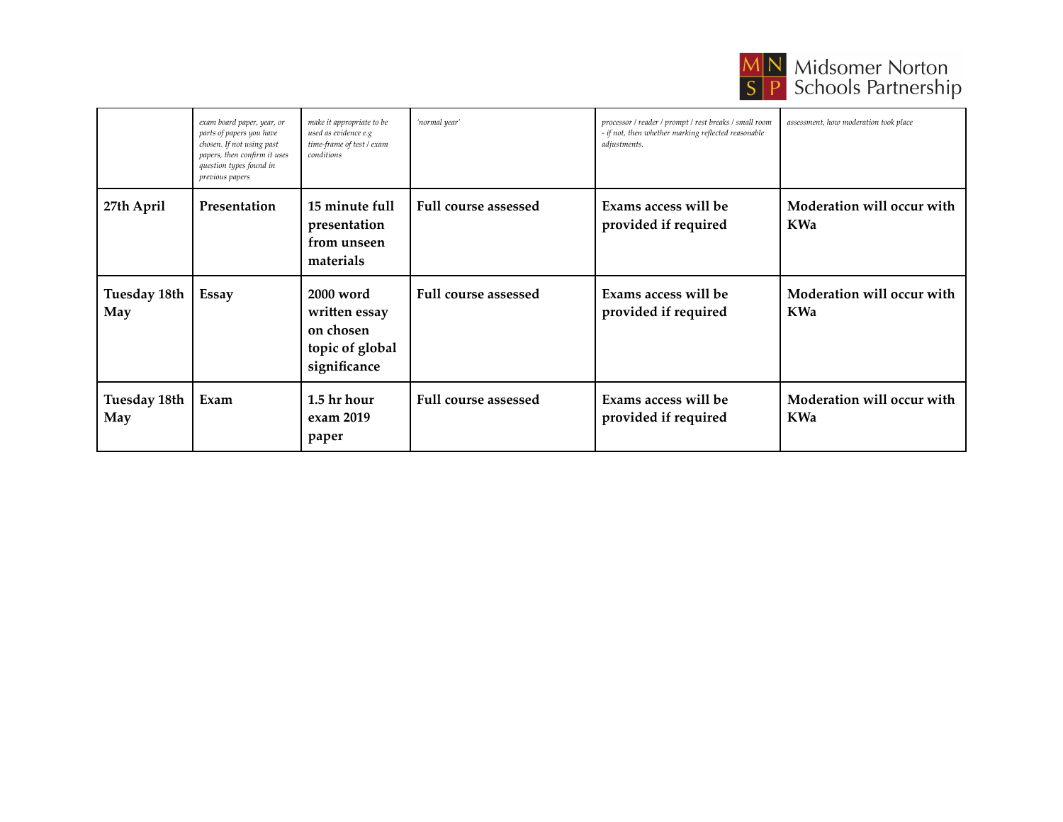| | | | | | |
|---|---|---|---|---|---|
| | *exam board paper, year, or parts of papers you have chosen. If not using past papers, then confirm it uses question types found in previous papers* | *make it appropriate to be used as evidence e.g time-frame of test / exam conditions* | *'normal year'* | *processor / reader / prompt / rest breaks / small room - if not, then whether marking reflected reasonable adjustments.* | *assessment, how moderation took place* |
| **27th April** | **Presentation** | **15 minute full presentation from unseen materials** | **Full course assessed** | **Exams access will be provided if required** | **Moderation will occur with KWa** |
| **Tuesday 18th May** | **Essay** | **2000 word written essay on chosen topic of global significance** | **Full course assessed** | **Exams access will be provided if required** | **Moderation will occur with KWa** |
| **Tuesday 18th May** | **Exam** | **1.5 hr hour exam 2019 paper** | **Full course assessed** | **Exams access will be provided if required** | **Moderation will occur with KWa** |